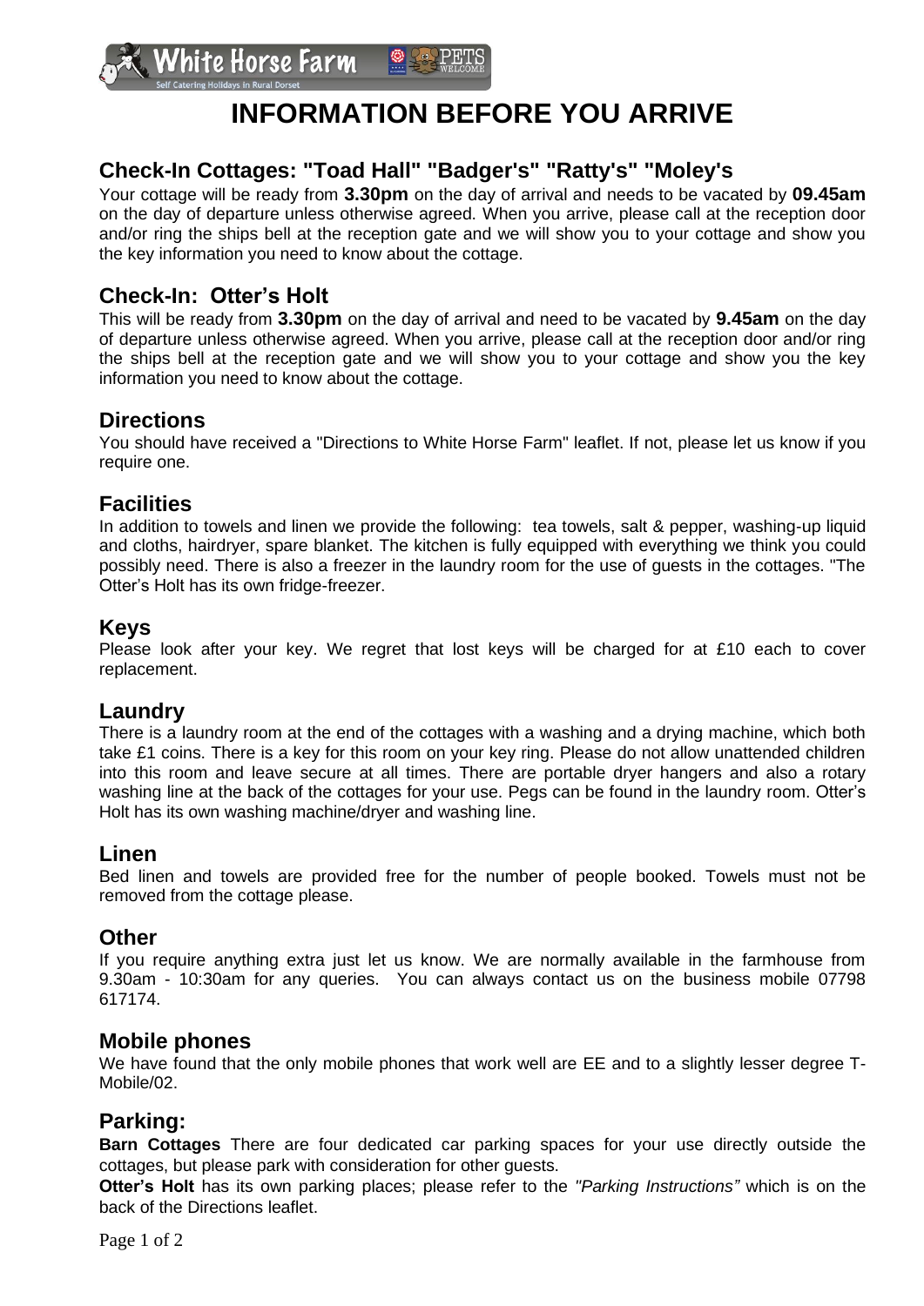White Horse Farm

Self Catering Holidays in Rural Dorset

PETS WELCOME

# INFORMATION BEFORE YOU ARRIVE

## Check-In Cottages: "Toad Hall" "Badger's" "Ratty's" "Moley's

Your cottage will be ready from **3.30pm** on the day of arrival and needs to be vacated by **09.45am** on the day of departure unless otherwise agreed. When you arrive, please call at the reception door and/or ring the ships bell at the reception gate and we will show you to your cottage and show you the key information you need to know about the cottage.

## Check-In: Otter's Holt

This will be ready from **3.30pm** on the day of arrival and need to be vacated by **9.45am** on the day of departure unless otherwise agreed. When you arrive, please call at the reception door and/or ring the ships bell at the reception gate and we will show you to your cottage and show you the key information you need to know about the cottage.

## Directions

You should have received a "Directions to White Horse Farm" leaflet. If not, please let us know if you require one.

## Facilities

In addition to towels and linen we provide the following: tea towels, salt & pepper, washing-up liquid and cloths, hairdryer, spare blanket. The kitchen is fully equipped with everything we think you could possibly need. There is also a freezer in the laundry room for the use of guests in the cottages. "The Otter's Holt has its own fridge-freezer.

## Keys

Please look after your key. We regret that lost keys will be charged for at £10 each to cover replacement.

## Laundry

There is a laundry room at the end of the cottages with a washing and a drying machine, which both take £1 coins. There is a key for this room on your key ring. Please do not allow unattended children into this room and leave secure at all times. There are portable dryer hangers and also a rotary washing line at the back of the cottages for your use. Pegs can be found in the laundry room. Otter's Holt has its own washing machine/dryer and washing line.

## Linen

Bed linen and towels are provided free for the number of people booked. Towels must not be removed from the cottage please.

## Other

If you require anything extra just let us know. We are normally available in the farmhouse from 9.30am - 10:30am for any queries. You can always contact us on the business mobile 07798 617174.

## Mobile phones

We have found that the only mobile phones that work well are EE and to a slightly lesser degree T-Mobile/02.

## Parking:

**Barn Cottages** There are four dedicated car parking spaces for your use directly outside the cottages, but please park with consideration for other guests.

**Otter's Holt** has its own parking places; please refer to the *"Parking Instructions"* which is on the back of the Directions leaflet.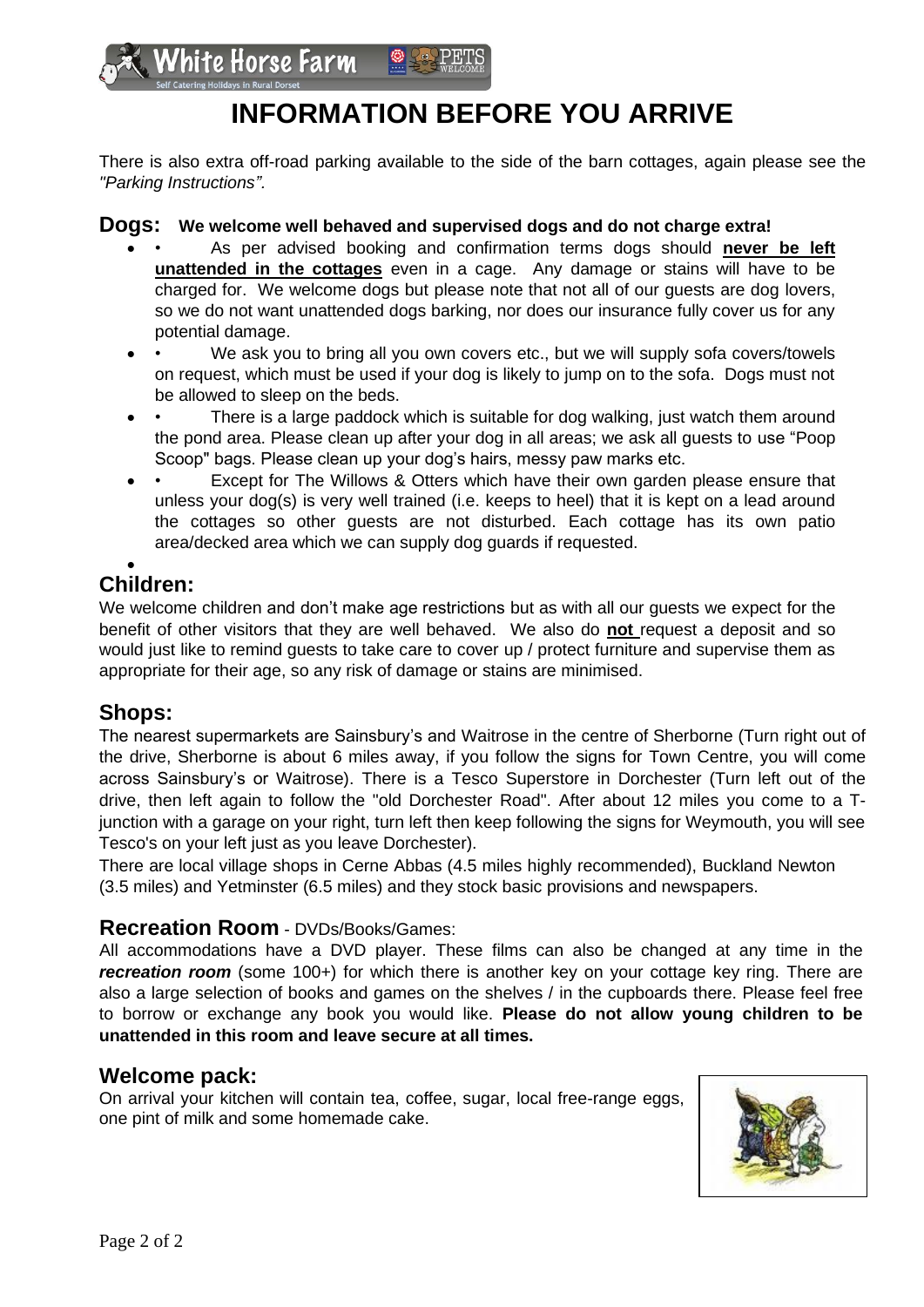# INFORMATION BEFORE YOU ARRIVE

There is also extra off-road parking available to the side of the barn cottages, again please see the *"Parking Instructions".*

## Dogs: **We welcome well behaved and supervised dogs and do not charge extra!**

- As per advised booking and confirmation terms dogs should **never be left unattended in the cottages** even in a cage. Any damage or stains will have to be charged for. We welcome dogs but please note that not all of our guests are dog lovers, so we do not want unattended dogs barking, nor does our insurance fully cover us for any potential damage.
- We ask you to bring all you own covers etc., but we will supply sofa covers/towels on request, which must be used if your dog is likely to jump on to the sofa. Dogs must not be allowed to sleep on the beds.
- There is a large paddock which is suitable for dog walking, just watch them around the pond area. Please clean up after your dog in all areas; we ask all guests to use "Poop Scoop" bags. Please clean up your dog's hairs, messy paw marks etc.
- Except for The Willows & Otters which have their own garden please ensure that unless your dog(s) is very well trained (i.e. keeps to heel) that it is kept on a lead around the cottages so other guests are not disturbed. Each cottage has its own patio area/decked area which we can supply dog guards if requested.

## Children:

We welcome children and don't make age restrictions but as with all our guests we expect for the benefit of other visitors that they are well behaved. We also do **not** request a deposit and so would just like to remind guests to take care to cover up / protect furniture and supervise them as appropriate for their age, so any risk of damage or stains are minimised.

## Shops:

The nearest supermarkets are Sainsbury's and Waitrose in the centre of Sherborne (Turn right out of the drive, Sherborne is about 6 miles away, if you follow the signs for Town Centre, you will come across Sainsbury's or Waitrose). There is a Tesco Superstore in Dorchester (Turn left out of the drive, then left again to follow the "old Dorchester Road". After about 12 miles you come to a T-junction with a garage on your right, turn left then keep following the signs for Weymouth, you will see Tesco's on your left just as you leave Dorchester).

There are local village shops in Cerne Abbas (4.5 miles highly recommended), Buckland Newton (3.5 miles) and Yetminster (6.5 miles) and they stock basic provisions and newspapers.

## Recreation Room - DVDs/Books/Games:

All accommodations have a DVD player. These films can also be changed at any time in the ***recreation room*** (some 100+) for which there is another key on your cottage key ring. There are also a large selection of books and games on the shelves / in the cupboards there. Please feel free to borrow or exchange any book you would like. **Please do not allow young children to be unattended in this room and leave secure at all times.**

## Welcome pack:

On arrival your kitchen will contain tea, coffee, sugar, local free-range eggs, one pint of milk and some homemade cake.